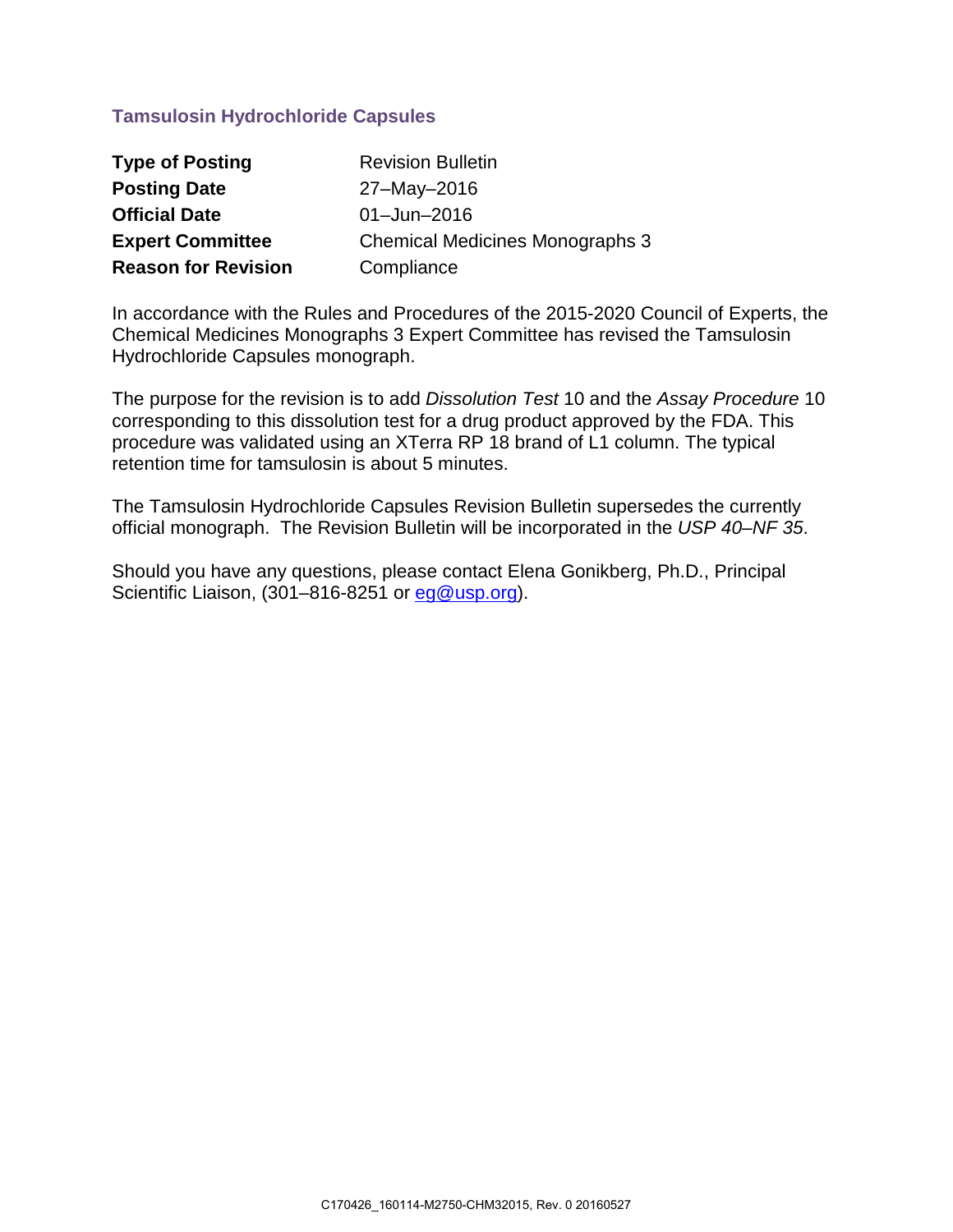## Tamsulosin Hydrochloride Capsules

| | |
|---|---|
| **Type of Posting** | Revision Bulletin |
| **Posting Date** | 27–May–2016 |
| **Official Date** | 01–Jun–2016 |
| **Expert Committee** | Chemical Medicines Monographs 3 |
| **Reason for Revision** | Compliance |

In accordance with the Rules and Procedures of the 2015-2020 Council of Experts, the Chemical Medicines Monographs 3 Expert Committee has revised the Tamsulosin Hydrochloride Capsules monograph.

The purpose for the revision is to add *Dissolution Test* 10 and the *Assay Procedure* 10 corresponding to this dissolution test for a drug product approved by the FDA. This procedure was validated using an XTerra RP 18 brand of L1 column. The typical retention time for tamsulosin is about 5 minutes.

The Tamsulosin Hydrochloride Capsules Revision Bulletin supersedes the currently official monograph. The Revision Bulletin will be incorporated in the *USP 40–NF 35*.

Should you have any questions, please contact Elena Gonikberg, Ph.D., Principal Scientific Liaison, (301–816-8251 or eg@usp.org).

C170426_160114-M2750-CHM32015, Rev. 0 20160527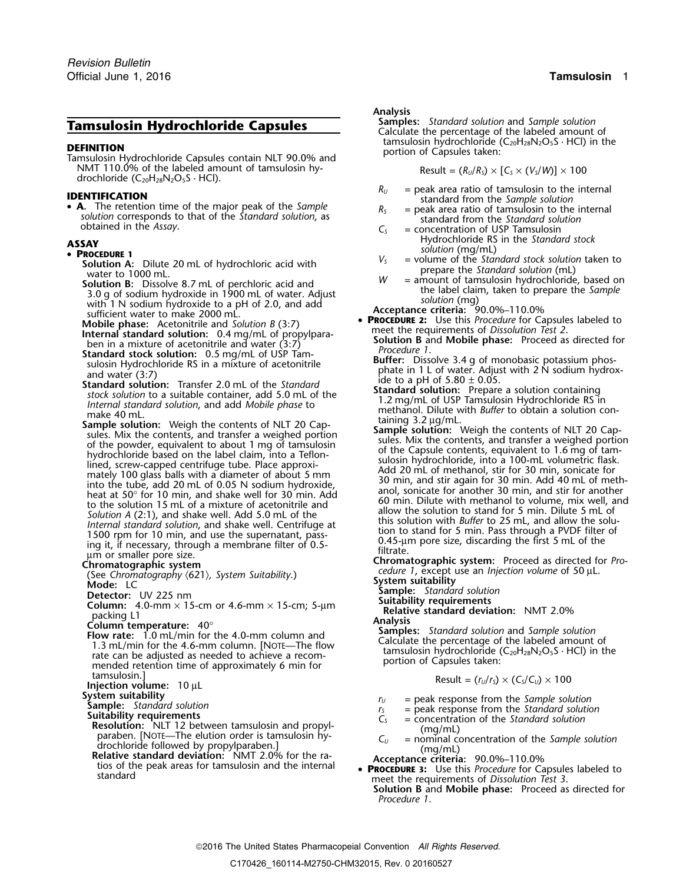Revision Bulletin
Official June 1, 2016

# Tamsulosin Hydrochloride Capsules

## DEFINITION

Tamsulosin Hydrochloride Capsules contain NLT 90.0% and NMT 110.0% of the labeled amount of tamsulosin hydrochloride ($C_{20}H_{28}N_2O_5S \cdot HCl$).

## IDENTIFICATION

- **A.** The retention time of the major peak of the *Sample solution* corresponds to that of the *Standard solution*, as obtained in the *Assay*.

## ASSAY

- **PROCEDURE 1**

  **Solution A:** Dilute 20 mL of hydrochloric acid with water to 1000 mL.

  **Solution B:** Dissolve 8.7 mL of perchloric acid and 3.0 g of sodium hydroxide in 1900 mL of water. Adjust with 1 N sodium hydroxide to a pH of 2.0, and add sufficient water to make 2000 mL.

  **Mobile phase:** Acetonitrile and *Solution B* (3:7)

  **Internal standard solution:** 0.4 mg/mL of propylparaben in a mixture of acetonitrile and water (3:7)

  **Standard stock solution:** 0.5 mg/mL of USP Tamsulosin Hydrochloride RS in a mixture of acetonitrile and water (3:7)

  **Standard solution:** Transfer 2.0 mL of the *Standard stock solution* to a suitable container, add 5.0 mL of the *Internal standard solution*, and add *Mobile phase* to make 40 mL.

  **Sample solution:** Weigh the contents of NLT 20 Capsules. Mix the contents, and transfer a weighed portion of the powder, equivalent to about 1 mg of tamsulosin hydrochloride based on the label claim, into a Teflon-lined, screw-capped centrifuge tube. Place approximately 100 glass balls with a diameter of about 5 mm into the tube, add 20 mL of 0.05 N sodium hydroxide, heat at 50° for 10 min, and shake well for 30 min. Add to the solution 15 mL of a mixture of acetonitrile and *Solution A* (2:1), and shake well. Add 5.0 mL of the *Internal standard solution*, and shake well. Centrifuge at 1500 rpm for 10 min, and use the supernatant, passing it, if necessary, through a membrane filter of 0.5-µm or smaller pore size.

  **Chromatographic system**

  (See *Chromatography* ⟨621⟩, *System Suitability.*)

  **Mode:** LC

  **Detector:** UV 225 nm

  **Column:** 4.0-mm × 15-cm or 4.6-mm × 15-cm; 5-µm packing L1

  **Column temperature:** 40°

  **Flow rate:** 1.0 mL/min for the 4.0-mm column and 1.3 mL/min for the 4.6-mm column. [NOTE—The flow rate can be adjusted as needed to achieve a recommended retention time of approximately 6 min for tamsulosin.]

  **Injection volume:** 10 µL

  **System suitability**

  **Sample:** *Standard solution*

  **Suitability requirements**

  **Resolution:** NLT 12 between tamsulosin and propylparaben. [NOTE—The elution order is tamsulosin hydrochloride followed by propylparaben.]

  **Relative standard deviation:** NMT 2.0% for the ratios of the peak areas for tamsulosin and the internal standard

  **Analysis**

  **Samples:** *Standard solution* and *Sample solution*

  Calculate the percentage of the labeled amount of tamsulosin hydrochloride ($C_{20}H_{28}N_2O_5S \cdot HCl$) in the portion of Capsules taken:

  $$\text{Result} = (R_U/R_S) \times [C_S \times (V_S/W)] \times 100$$

  $R_U$ = peak area ratio of tamsulosin to the internal standard from the *Sample solution*

  $R_S$ = peak area ratio of tamsulosin to the internal standard from the *Standard solution*

  $C_S$ = concentration of USP Tamsulosin Hydrochloride RS in the *Standard stock solution* (mg/mL)

  $V_S$ = volume of the *Standard stock solution* taken to prepare the *Standard solution* (mL)

  $W$ = amount of tamsulosin hydrochloride, based on the label claim, taken to prepare the *Sample solution* (mg)

  **Acceptance criteria:** 90.0%–110.0%

- **PROCEDURE 2:** Use this *Procedure* for Capsules labeled to meet the requirements of *Dissolution Test 2*.

  **Solution B** and **Mobile phase:** Proceed as directed for *Procedure 1*.

  **Buffer:** Dissolve 3.4 g of monobasic potassium phosphate in 1 L of water. Adjust with 2 N sodium hydroxide to a pH of 5.80 ± 0.05.

  **Standard solution:** Prepare a solution containing 1.2 mg/mL of USP Tamsulosin Hydrochloride RS in methanol. Dilute with *Buffer* to obtain a solution containing 3.2 µg/mL.

  **Sample solution:** Weigh the contents of NLT 20 Capsules. Mix the contents, and transfer a weighed portion of the Capsule contents, equivalent to 1.6 mg of tamsulosin hydrochloride, into a 100-mL volumetric flask. Add 20 mL of methanol, stir for 30 min, sonicate for 30 min, and stir again for 30 min. Add 40 mL of methanol, sonicate for another 30 min, and stir for another 60 min. Dilute with methanol to volume, mix well, and allow the solution to stand for 5 min. Dilute 5 mL of this solution with *Buffer* to 25 mL, and allow the solution to stand for 5 min. Pass through a PVDF filter of 0.45-µm pore size, discarding the first 5 mL of the filtrate.

  **Chromatographic system:** Proceed as directed for *Procedure 1*, except use an *Injection volume* of 50 µL.

  **System suitability**

  **Sample:** *Standard solution*

  **Suitability requirements**

  **Relative standard deviation:** NMT 2.0%

  **Analysis**

  **Samples:** *Standard solution* and *Sample solution*

  Calculate the percentage of the labeled amount of tamsulosin hydrochloride ($C_{20}H_{28}N_2O_5S \cdot HCl$) in the portion of Capsules taken:

  $$\text{Result} = (r_U/r_S) \times (C_S/C_U) \times 100$$

  $r_U$ = peak response from the *Sample solution*

  $r_S$ = peak response from the *Standard solution*

  $C_S$ = concentration of the *Standard solution* (mg/mL)

  $C_U$ = nominal concentration of the *Sample solution* (mg/mL)

  **Acceptance criteria:** 90.0%–110.0%

- **PROCEDURE 3:** Use this *Procedure* for Capsules labeled to meet the requirements of *Dissolution Test 3*.

  **Solution B** and **Mobile phase:** Proceed as directed for *Procedure 1*.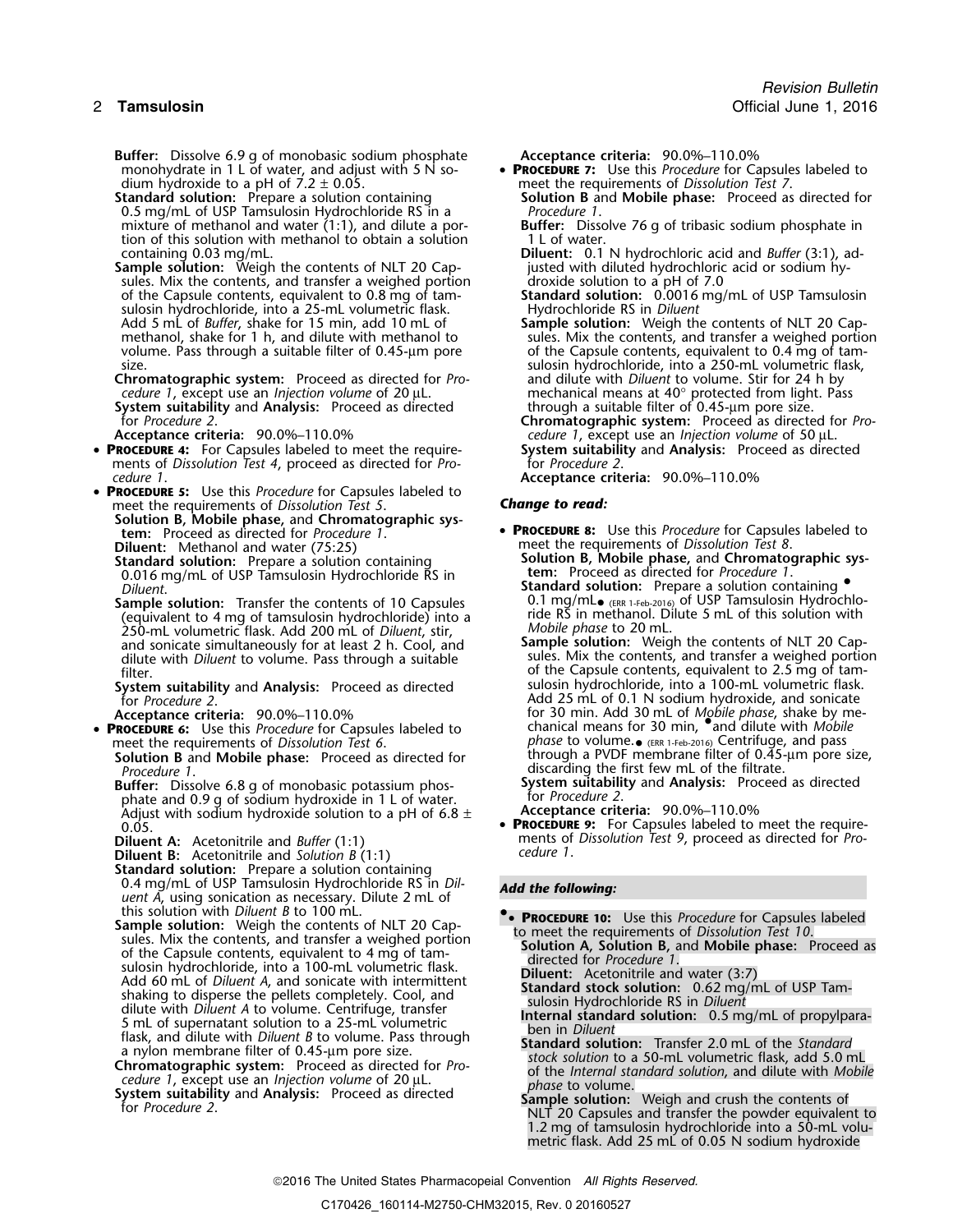**Buffer:** Dissolve 6.9 g of monobasic sodium phosphate monohydrate in 1 L of water, and adjust with 5 N sodium hydroxide to a pH of 7.2 ± 0.05.

**Standard solution:** Prepare a solution containing 0.5 mg/mL of USP Tamsulosin Hydrochloride RS in a mixture of methanol and water (1:1), and dilute a portion of this solution with methanol to obtain a solution containing 0.03 mg/mL.

**Sample solution:** Weigh the contents of NLT 20 Capsules. Mix the contents, and transfer a weighed portion of the Capsule contents, equivalent to 0.8 mg of tamsulosin hydrochloride, into a 25-mL volumetric flask. Add 5 mL of *Buffer*, shake for 15 min, add 10 mL of methanol, shake for 1 h, and dilute with methanol to volume. Pass through a suitable filter of 0.45-µm pore size.

**Chromatographic system:** Proceed as directed for *Procedure 1*, except use an *Injection volume* of 20 µL.

**System suitability** and **Analysis:** Proceed as directed for *Procedure 2*.

**Acceptance criteria:** 90.0%–110.0%

- **PROCEDURE 4:** For Capsules labeled to meet the requirements of *Dissolution Test 4*, proceed as directed for *Procedure 1*.
- **PROCEDURE 5:** Use this *Procedure* for Capsules labeled to meet the requirements of *Dissolution Test 5*.

**Solution B, Mobile phase,** and **Chromatographic system:** Proceed as directed for *Procedure 1*.

**Diluent:** Methanol and water (75:25)

**Standard solution:** Prepare a solution containing 0.016 mg/mL of USP Tamsulosin Hydrochloride RS in *Diluent*.

**Sample solution:** Transfer the contents of 10 Capsules (equivalent to 4 mg of tamsulosin hydrochloride) into a 250-mL volumetric flask. Add 200 mL of *Diluent*, stir, and sonicate simultaneously for at least 2 h. Cool, and dilute with *Diluent* to volume. Pass through a suitable filter.

**System suitability** and **Analysis:** Proceed as directed for *Procedure 2*.

**Acceptance criteria:** 90.0%–110.0%

- **PROCEDURE 6:** Use this *Procedure* for Capsules labeled to meet the requirements of *Dissolution Test 6*.

**Solution B** and **Mobile phase:** Proceed as directed for *Procedure 1*.

**Buffer:** Dissolve 6.8 g of monobasic potassium phosphate and 0.9 g of sodium hydroxide in 1 L of water. Adjust with sodium hydroxide solution to a pH of 6.8 ± 0.05.

**Diluent A:** Acetonitrile and *Buffer* (1:1)

**Diluent B:** Acetonitrile and *Solution B* (1:1)

**Standard solution:** Prepare a solution containing 0.4 mg/mL of USP Tamsulosin Hydrochloride RS in *Diluent A*, using sonication as necessary. Dilute 2 mL of this solution with *Diluent B* to 100 mL.

**Sample solution:** Weigh the contents of NLT 20 Capsules. Mix the contents, and transfer a weighed portion of the Capsule contents, equivalent to 4 mg of tamsulosin hydrochloride, into a 100-mL volumetric flask. Add 60 mL of *Diluent A*, and sonicate with intermittent shaking to disperse the pellets completely. Cool, and dilute with *Diluent A* to volume. Centrifuge, transfer 5 mL of supernatant solution to a 25-mL volumetric flask, and dilute with *Diluent B* to volume. Pass through a nylon membrane filter of 0.45-µm pore size.

**Chromatographic system:** Proceed as directed for *Procedure 1*, except use an *Injection volume* of 20 µL.

**System suitability** and **Analysis:** Proceed as directed for *Procedure 2*.

**Acceptance criteria:** 90.0%–110.0%

- **PROCEDURE 7:** Use this *Procedure* for Capsules labeled to meet the requirements of *Dissolution Test 7*.

**Solution B** and **Mobile phase:** Proceed as directed for *Procedure 1*.

**Buffer:** Dissolve 76 g of tribasic sodium phosphate in 1 L of water.

**Diluent:** 0.1 N hydrochloric acid and *Buffer* (3:1), adjusted with diluted hydrochloric acid or sodium hydroxide solution to a pH of 7.0

**Standard solution:** 0.0016 mg/mL of USP Tamsulosin Hydrochloride RS in *Diluent*

**Sample solution:** Weigh the contents of NLT 20 Capsules. Mix the contents, and transfer a weighed portion of the Capsule contents, equivalent to 0.4 mg of tamsulosin hydrochloride, into a 250-mL volumetric flask, and dilute with *Diluent* to volume. Stir for 24 h by mechanical means at 40° protected from light. Pass through a suitable filter of 0.45-µm pore size.

**Chromatographic system:** Proceed as directed for *Procedure 1*, except use an *Injection volume* of 50 µL.

**System suitability** and **Analysis:** Proceed as directed for *Procedure 2*.

**Acceptance criteria:** 90.0%–110.0%

***Change to read:***

- **PROCEDURE 8:** Use this *Procedure* for Capsules labeled to meet the requirements of *Dissolution Test 8*.

**Solution B, Mobile phase,** and **Chromatographic system:** Proceed as directed for *Procedure 1*.

**Standard solution:** Prepare a solution containing ●0.1 mg/mL● (ERR 1-Feb-2016) of USP Tamsulosin Hydrochloride RS in methanol. Dilute 5 mL of this solution with *Mobile phase* to 20 mL.

**Sample solution:** Weigh the contents of NLT 20 Capsules. Mix the contents, and transfer a weighed portion of the Capsule contents, equivalent to 2.5 mg of tamsulosin hydrochloride, into a 100-mL volumetric flask. Add 25 mL of 0.1 N sodium hydroxide, and sonicate for 30 min. Add 30 mL of *Mobile phase*, shake by mechanical means for 30 min, ●and dilute with *Mobile phase* to volume.● (ERR 1-Feb-2016) Centrifuge, and pass through a PVDF membrane filter of 0.45-µm pore size, discarding the first few mL of the filtrate.

**System suitability** and **Analysis:** Proceed as directed for *Procedure 2*.

**Acceptance criteria:** 90.0%–110.0%

- **PROCEDURE 9:** For Capsules labeled to meet the requirements of *Dissolution Test 9*, proceed as directed for *Procedure 1*.

***Add the following:***

●
- **PROCEDURE 10:** Use this *Procedure* for Capsules labeled to meet the requirements of *Dissolution Test 10*.

**Solution A, Solution B,** and **Mobile phase:** Proceed as directed for *Procedure 1*.

**Diluent:** Acetonitrile and water (3:7)

**Standard stock solution:** 0.62 mg/mL of USP Tamsulosin Hydrochloride RS in *Diluent*

**Internal standard solution:** 0.5 mg/mL of propylparaben in *Diluent*

**Standard solution:** Transfer 2.0 mL of the *Standard stock solution* to a 50-mL volumetric flask, add 5.0 mL of the *Internal standard solution*, and dilute with *Mobile phase* to volume.

**Sample solution:** Weigh and crush the contents of NLT 20 Capsules and transfer the powder equivalent to 1.2 mg of tamsulosin hydrochloride into a 50-mL volumetric flask. Add 25 mL of 0.05 N sodium hydroxide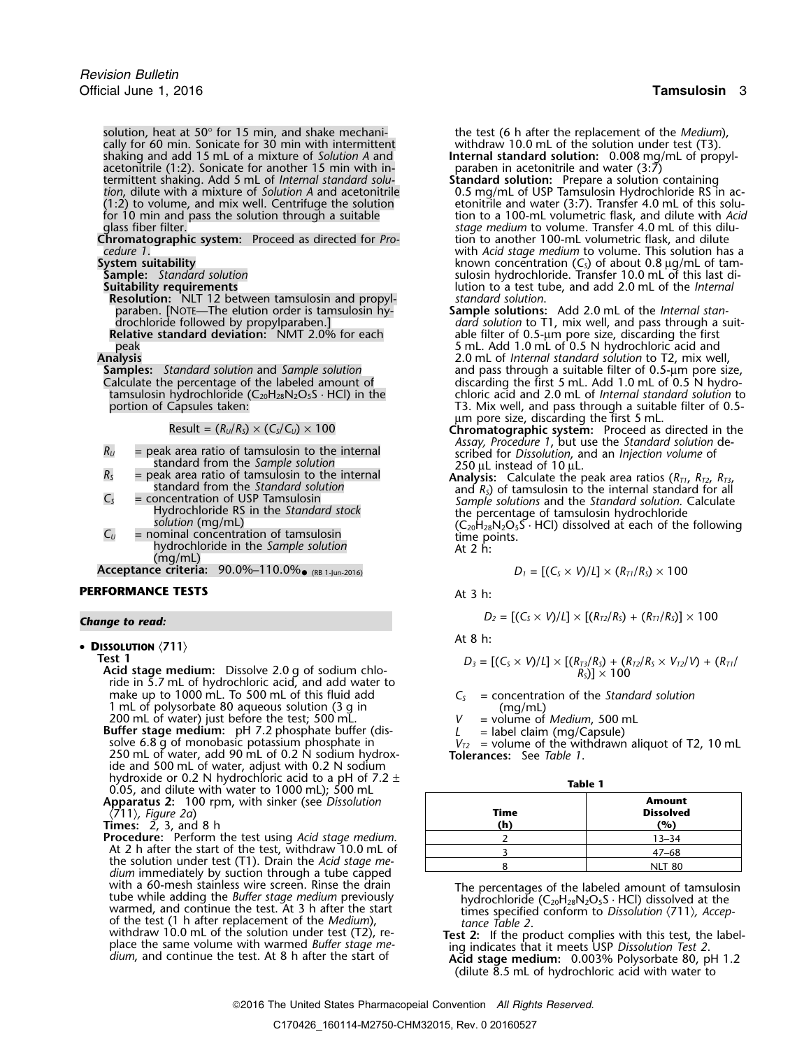solution, heat at 50° for 15 min, and shake mechanically for 60 min. Sonicate for 30 min with intermittent shaking and add 15 mL of a mixture of *Solution A* and acetonitrile (1:2). Sonicate for another 15 min with intermittent shaking. Add 5 mL of *Internal standard solution*, dilute with a mixture of *Solution A* and acetonitrile (1:2) to volume, and mix well. Centrifuge the solution for 10 min and pass the solution through a suitable glass fiber filter.

**Chromatographic system:** Proceed as directed for *Procedure 1*.

**System suitability**

**Sample:** *Standard solution*

**Suitability requirements**

**Resolution:** NLT 12 between tamsulosin and propylparaben. [NOTE—The elution order is tamsulosin hydrochloride followed by propylparaben.]

**Relative standard deviation:** NMT 2.0% for each peak

**Analysis**

**Samples:** *Standard solution* and *Sample solution*

Calculate the percentage of the labeled amount of tamsulosin hydrochloride ($C_{20}H_{28}N_2O_5S \cdot HCl$) in the portion of Capsules taken:

$$\text{Result} = (R_U/R_S) \times (C_S/C_U) \times 100$$

$R_U$ = peak area ratio of tamsulosin to the internal standard from the *Sample solution*

$R_S$ = peak area ratio of tamsulosin to the internal standard from the *Standard solution*

$C_S$ = concentration of USP Tamsulosin Hydrochloride RS in the *Standard stock solution* (mg/mL)

$C_U$ = nominal concentration of tamsulosin hydrochloride in the *Sample solution* (mg/mL)

**Acceptance criteria:** 90.0%–110.0%● (RB 1-Jun-2016)

## PERFORMANCE TESTS

*Change to read:*

- **DISSOLUTION ⟨711⟩**

**Test 1**

**Acid stage medium:** Dissolve 2.0 g of sodium chloride in 5.7 mL of hydrochloric acid, and add water to make up to 1000 mL. To 500 mL of this fluid add 1 mL of polysorbate 80 aqueous solution (3 g in 200 mL of water) just before the test; 500 mL.

**Buffer stage medium:** pH 7.2 phosphate buffer (dissolve 6.8 g of monobasic potassium phosphate in 250 mL of water, add 90 mL of 0.2 N sodium hydroxide and 500 mL of water, adjust with 0.2 N sodium hydroxide or 0.2 N hydrochloric acid to a pH of 7.2 ± 0.05, and dilute with water to 1000 mL); 500 mL

**Apparatus 2:** 100 rpm, with sinker (see *Dissolution ⟨711⟩, Figure 2a*)

**Times:** 2, 3, and 8 h

**Procedure:** Perform the test using *Acid stage medium*. At 2 h after the start of the test, withdraw 10.0 mL of the solution under test (T1). Drain the *Acid stage medium* immediately by suction through a tube capped with a 60-mesh stainless wire screen. Rinse the drain tube while adding the *Buffer stage medium* previously warmed, and continue the test. At 3 h after the start of the test (1 h after replacement of the *Medium*), withdraw 10.0 mL of the solution under test (T2), replace the same volume with warmed *Buffer stage medium*, and continue the test. At 8 h after the start of the test (6 h after the replacement of the *Medium*), withdraw 10.0 mL of the solution under test (T3).

**Internal standard solution:** 0.008 mg/mL of propylparaben in acetonitrile and water (3:7)

**Standard solution:** Prepare a solution containing 0.5 mg/mL of USP Tamsulosin Hydrochloride RS in acetonitrile and water (3:7). Transfer 4.0 mL of this solution to a 100-mL volumetric flask, and dilute with *Acid stage medium* to volume. Transfer 4.0 mL of this dilution to another 100-mL volumetric flask, and dilute with *Acid stage medium* to volume. This solution has a known concentration ($C_S$) of about 0.8 µg/mL of tamsulosin hydrochloride. Transfer 10.0 mL of this last dilution to a test tube, and add 2.0 mL of the *Internal standard solution*.

**Sample solutions:** Add 2.0 mL of the *Internal standard solution* to T1, mix well, and pass through a suitable filter of 0.5-µm pore size, discarding the first 5 mL. Add 1.0 mL of 0.5 N hydrochloric acid and 2.0 mL of *Internal standard solution* to T2, mix well, and pass through a suitable filter of 0.5-µm pore size, discarding the first 5 mL. Add 1.0 mL of 0.5 N hydrochloric acid and 2.0 mL of *Internal standard solution* to T3. Mix well, and pass through a suitable filter of 0.5-µm pore size, discarding the first 5 mL.

**Chromatographic system:** Proceed as directed in the *Assay, Procedure 1*, but use the *Standard solution* described for *Dissolution*, and an *Injection volume* of 250 µL instead of 10 µL.

**Analysis:** Calculate the peak area ratios ($R_{T1}$, $R_{T2}$, $R_{T3}$, and $R_S$) of tamsulosin to the internal standard for all *Sample solutions* and the *Standard solution*. Calculate the percentage of tamsulosin hydrochloride ($C_{20}H_{28}N_2O_5S \cdot HCl$) dissolved at each of the following time points.

At 2 h:

$$D_1 = [(C_S \times V)/L] \times (R_{T1}/R_S) \times 100$$

At 3 h:

$$D_2 = [(C_S \times V)/L] \times [(R_{T2}/R_S) + (R_{T1}/R_S)] \times 100$$

At 8 h:

$$D_3 = [(C_S \times V)/L] \times [(R_{T3}/R_S) + (R_{T2}/R_S \times V_{T2}/V) + (R_{T1}/R_S)] \times 100$$

$C_S$ = concentration of the *Standard solution* (mg/mL)

$V$ = volume of *Medium*, 500 mL

$L$ = label claim (mg/Capsule)

$V_{T2}$ = volume of the withdrawn aliquot of T2, 10 mL

**Tolerances:** See *Table 1*.

**Table 1**

| Time (h) | Amount Dissolved (%) |
|---|---|
| 2 | 13–34 |
| 3 | 47–68 |
| 8 | NLT 80 |

The percentages of the labeled amount of tamsulosin hydrochloride ($C_{20}H_{28}N_2O_5S \cdot HCl$) dissolved at the times specified conform to *Dissolution ⟨711⟩, Acceptance Table 2*.

**Test 2:** If the product complies with this test, the labeling indicates that it meets USP *Dissolution Test 2*.

**Acid stage medium:** 0.003% Polysorbate 80, pH 1.2 (dilute 8.5 mL of hydrochloric acid with water to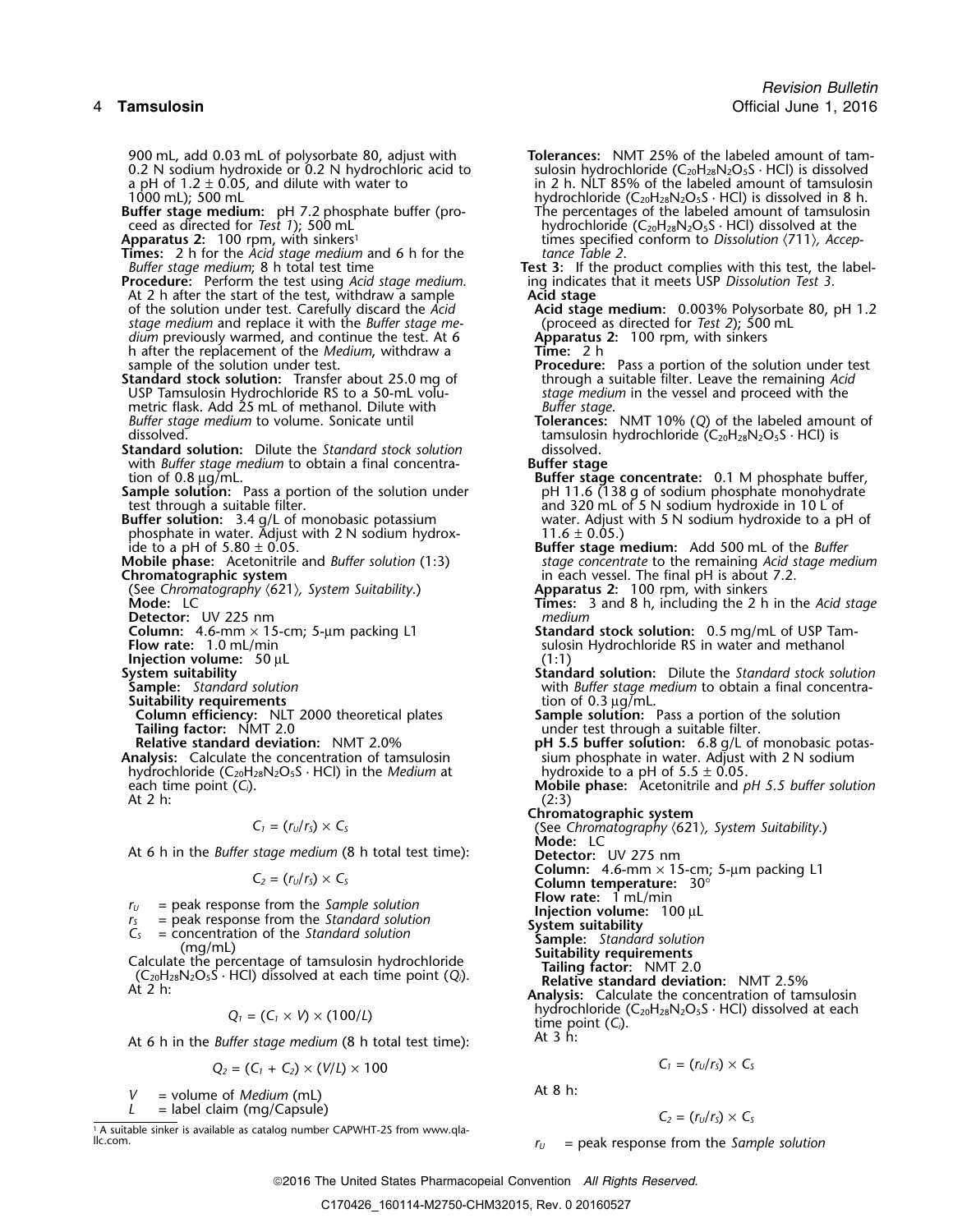900 mL, add 0.03 mL of polysorbate 80, adjust with 0.2 N sodium hydroxide or 0.2 N hydrochloric acid to a pH of 1.2 ± 0.05, and dilute with water to 1000 mL); 500 mL

**Buffer stage medium:** pH 7.2 phosphate buffer (proceed as directed for *Test 1*); 500 mL

**Apparatus 2:** 100 rpm, with sinkers[1]

**Times:** 2 h for the *Acid stage medium* and 6 h for the *Buffer stage medium*; 8 h total test time

**Procedure:** Perform the test using *Acid stage medium*. At 2 h after the start of the test, withdraw a sample of the solution under test. Carefully discard the *Acid stage medium* and replace it with the *Buffer stage medium* previously warmed, and continue the test. At 6 h after the replacement of the *Medium*, withdraw a sample of the solution under test.

**Standard stock solution:** Transfer about 25.0 mg of USP Tamsulosin Hydrochloride RS to a 50-mL volumetric flask. Add 25 mL of methanol. Dilute with *Buffer stage medium* to volume. Sonicate until dissolved.

**Standard solution:** Dilute the *Standard stock solution* with *Buffer stage medium* to obtain a final concentration of 0.8 µg/mL.

**Sample solution:** Pass a portion of the solution under test through a suitable filter.

**Buffer solution:** 3.4 g/L of monobasic potassium phosphate in water. Adjust with 2 N sodium hydroxide to a pH of 5.80 ± 0.05.

**Mobile phase:** Acetonitrile and *Buffer solution* (1:3)

**Chromatographic system**

(See *Chromatography* ⟨621⟩, *System Suitability*.)

**Mode:** LC

**Detector:** UV 225 nm

**Column:** 4.6-mm × 15-cm; 5-µm packing L1

**Flow rate:** 1.0 mL/min

**Injection volume:** 50 µL

**System suitability**

**Sample:** *Standard solution*

**Suitability requirements**

**Column efficiency:** NLT 2000 theoretical plates

**Tailing factor:** NMT 2.0

**Relative standard deviation:** NMT 2.0%

**Analysis:** Calculate the concentration of tamsulosin hydrochloride ($C_{20}H_{28}N_2O_5S \cdot HCl$) in the *Medium* at each time point ($C_i$).

At 2 h:

$$C_1 = (r_U/r_S) \times C_S$$

At 6 h in the *Buffer stage medium* (8 h total test time):

$$C_2 = (r_U/r_S) \times C_S$$

$r_U$ = peak response from the *Sample solution*
$r_S$ = peak response from the *Standard solution*
$C_S$ = concentration of the *Standard solution* (mg/mL)

Calculate the percentage of tamsulosin hydrochloride ($C_{20}H_{28}N_2O_5S \cdot HCl$) dissolved at each time point ($Q_i$).

At 2 h:

$$Q_1 = (C_1 \times V) \times (100/L)$$

At 6 h in the *Buffer stage medium* (8 h total test time):

$$Q_2 = (C_1 + C_2) \times (V/L) \times 100$$

$V$ = volume of *Medium* (mL)
$L$ = label claim (mg/Capsule)

[1] A suitable sinker is available as catalog number CAPWHT-2S from www.qla-llc.com.

**Tolerances:** NMT 25% of the labeled amount of tamsulosin hydrochloride ($C_{20}H_{28}N_2O_5S \cdot HCl$) is dissolved in 2 h. NLT 85% of the labeled amount of tamsulosin hydrochloride ($C_{20}H_{28}N_2O_5S \cdot HCl$) is dissolved in 8 h. The percentages of the labeled amount of tamsulosin hydrochloride ($C_{20}H_{28}N_2O_5S \cdot HCl$) dissolved at the times specified conform to *Dissolution* ⟨711⟩, *Acceptance Table 2*.

**Test 3:** If the product complies with this test, the labeling indicates that it meets USP *Dissolution Test 3*.

**Acid stage**

**Acid stage medium:** 0.003% Polysorbate 80, pH 1.2 (proceed as directed for *Test 2*); 500 mL

**Apparatus 2:** 100 rpm, with sinkers

**Time:** 2 h

**Procedure:** Pass a portion of the solution under test through a suitable filter. Leave the remaining *Acid stage medium* in the vessel and proceed with the *Buffer stage*.

**Tolerances:** NMT 10% (*Q*) of the labeled amount of tamsulosin hydrochloride ($C_{20}H_{28}N_2O_5S \cdot HCl$) is dissolved.

**Buffer stage**

**Buffer stage concentrate:** 0.1 M phosphate buffer, pH 11.6 (138 g of sodium phosphate monohydrate and 320 mL of 5 N sodium hydroxide in 10 L of water. Adjust with 5 N sodium hydroxide to a pH of 11.6 ± 0.05.)

**Buffer stage medium:** Add 500 mL of the *Buffer stage concentrate* to the remaining *Acid stage medium* in each vessel. The final pH is about 7.2.

**Apparatus 2:** 100 rpm, with sinkers

**Times:** 3 and 8 h, including the 2 h in the *Acid stage medium*

**Standard stock solution:** 0.5 mg/mL of USP Tamsulosin Hydrochloride RS in water and methanol (1:1)

**Standard solution:** Dilute the *Standard stock solution* with *Buffer stage medium* to obtain a final concentration of 0.3 µg/mL.

**Sample solution:** Pass a portion of the solution under test through a suitable filter.

**pH 5.5 buffer solution:** 6.8 g/L of monobasic potassium phosphate in water. Adjust with 2 N sodium hydroxide to a pH of 5.5 ± 0.05.

**Mobile phase:** Acetonitrile and *pH 5.5 buffer solution* (2:3)

**Chromatographic system**

(See *Chromatography* ⟨621⟩, *System Suitability*.)

**Mode:** LC

**Detector:** UV 275 nm

**Column:** 4.6-mm × 15-cm; 5-µm packing L1

**Column temperature:** 30°

**Flow rate:** 1 mL/min

**Injection volume:** 100 µL

**System suitability**

**Sample:** *Standard solution*

**Suitability requirements**

**Tailing factor:** NMT 2.0

**Relative standard deviation:** NMT 2.5%

**Analysis:** Calculate the concentration of tamsulosin hydrochloride ($C_{20}H_{28}N_2O_5S \cdot HCl$) dissolved at each time point ($C_i$).

At 3 h:

$$C_1 = (r_U/r_S) \times C_S$$

At 8 h:

$$C_2 = (r_U/r_S) \times C_S$$

$r_U$ = peak response from the *Sample solution*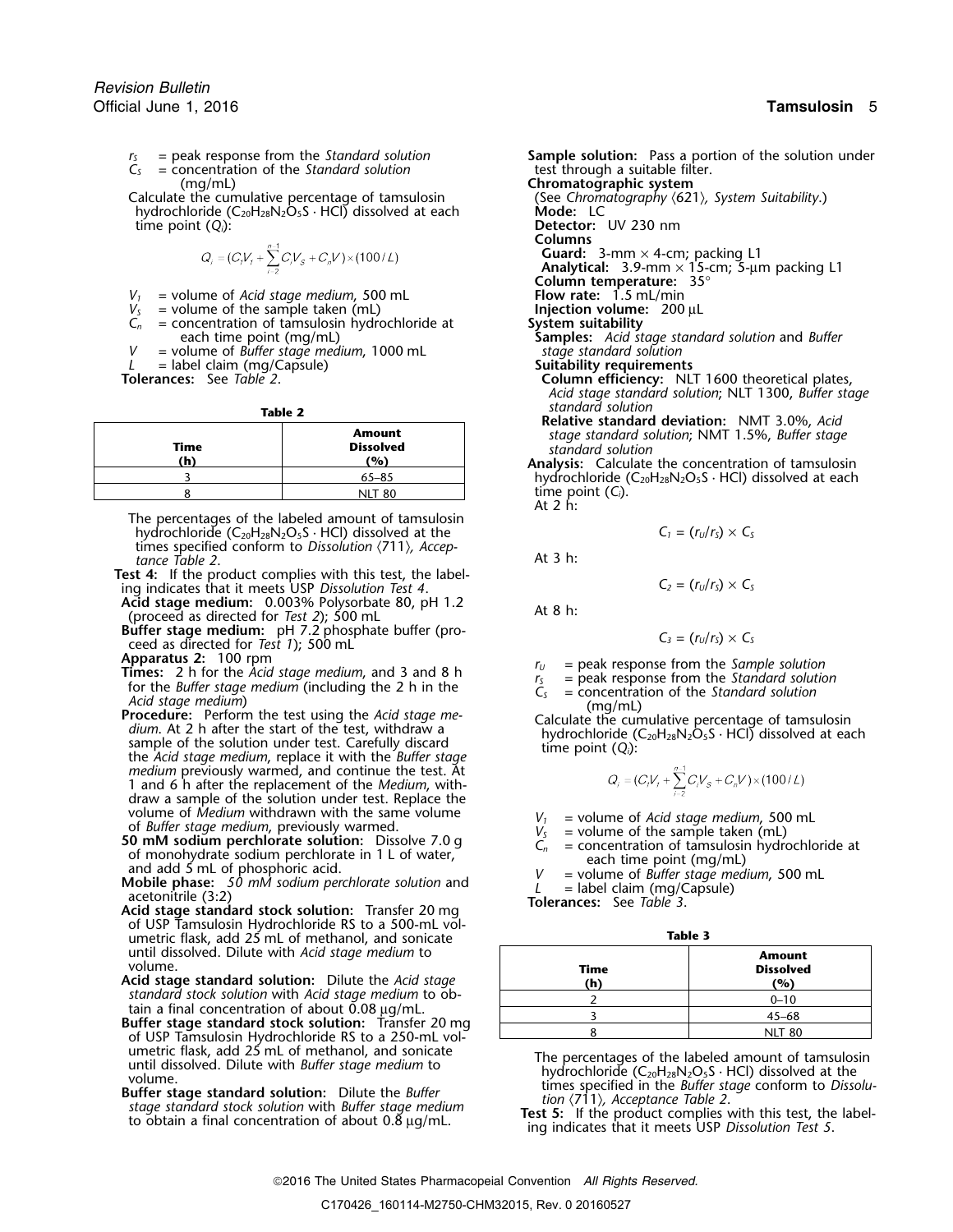$r_S$ = peak response from the *Standard solution*
$C_S$ = concentration of the *Standard solution* (mg/mL)

Calculate the cumulative percentage of tamsulosin hydrochloride ($C_{20}H_{28}N_2O_5S \cdot HCl$) dissolved at each time point ($Q_i$):

$$Q_i = (C_iV_1 + \sum_{i-2}^{n-1} C_iV_S + C_nV) \times (100/L)$$

$V_1$ = volume of *Acid stage medium*, 500 mL
$V_S$ = volume of the sample taken (mL)
$C_n$ = concentration of tamsulosin hydrochloride at each time point (mg/mL)
$V$ = volume of *Buffer stage medium*, 1000 mL
$L$ = label claim (mg/Capsule)

**Tolerances:** See *Table 2*.

**Table 2**

| Time (h) | Amount Dissolved (%) |
|---|---|
| 3 | 65–85 |
| 8 | NLT 80 |

The percentages of the labeled amount of tamsulosin hydrochloride ($C_{20}H_{28}N_2O_5S \cdot HCl$) dissolved at the times specified conform to *Dissolution* ⟨711⟩, *Acceptance Table 2*.

**Test 4:** If the product complies with this test, the labeling indicates that it meets USP *Dissolution Test 4*.

**Acid stage medium:** 0.003% Polysorbate 80, pH 1.2 (proceed as directed for *Test 2*); 500 mL

**Buffer stage medium:** pH 7.2 phosphate buffer (proceed as directed for *Test 1*); 500 mL

**Apparatus 2:** 100 rpm

**Times:** 2 h for the *Acid stage medium*, and 3 and 8 h for the *Buffer stage medium* (including the 2 h in the *Acid stage medium*)

**Procedure:** Perform the test using the *Acid stage medium*. At 2 h after the start of the test, withdraw a sample of the solution under test. Carefully discard the *Acid stage medium*, replace it with the *Buffer stage medium* previously warmed, and continue the test. At 1 and 6 h after the replacement of the *Medium*, withdraw a sample of the solution under test. Replace the volume of *Medium* withdrawn with the same volume of *Buffer stage medium*, previously warmed.

**50 mM sodium perchlorate solution:** Dissolve 7.0 g of monohydrate sodium perchlorate in 1 L of water, and add 5 mL of phosphoric acid.

**Mobile phase:** *50 mM sodium perchlorate solution* and acetonitrile (3:2)

**Acid stage standard stock solution:** Transfer 20 mg of USP Tamsulosin Hydrochloride RS to a 500-mL volumetric flask, add 25 mL of methanol, and sonicate until dissolved. Dilute with *Acid stage medium* to volume.

**Acid stage standard solution:** Dilute the *Acid stage standard stock solution* with *Acid stage medium* to obtain a final concentration of about 0.08 µg/mL.

**Buffer stage standard stock solution:** Transfer 20 mg of USP Tamsulosin Hydrochloride RS to a 250-mL volumetric flask, add 25 mL of methanol, and sonicate until dissolved. Dilute with *Buffer stage medium* to volume.

**Buffer stage standard solution:** Dilute the *Buffer stage standard stock solution* with *Buffer stage medium* to obtain a final concentration of about 0.8 µg/mL.

**Sample solution:** Pass a portion of the solution under test through a suitable filter.

**Chromatographic system**

(See *Chromatography* ⟨621⟩, *System Suitability*.)

**Mode:** LC

**Detector:** UV 230 nm

**Columns**

**Guard:** 3-mm × 4-cm; packing L1

**Analytical:** 3.9-mm × 15-cm; 5-µm packing L1

**Column temperature:** 35°

**Flow rate:** 1.5 mL/min

**Injection volume:** 200 µL

**System suitability**

**Samples:** *Acid stage standard solution* and *Buffer stage standard solution*

**Suitability requirements**

**Column efficiency:** NLT 1600 theoretical plates, *Acid stage standard solution*; NLT 1300, *Buffer stage standard solution*

**Relative standard deviation:** NMT 3.0%, *Acid stage standard solution*; NMT 1.5%, *Buffer stage standard solution*

**Analysis:** Calculate the concentration of tamsulosin hydrochloride ($C_{20}H_{28}N_2O_5S \cdot HCl$) dissolved at each time point ($C_i$).

At 2 h:

$$C_1 = (r_U/r_S) \times C_S$$

At 3 h:

$$C_2 = (r_U/r_S) \times C_S$$

At 8 h:

$$C_3 = (r_U/r_S) \times C_S$$

$r_U$ = peak response from the *Sample solution*
$r_S$ = peak response from the *Standard solution*
$C_S$ = concentration of the *Standard solution* (mg/mL)

Calculate the cumulative percentage of tamsulosin hydrochloride ($C_{20}H_{28}N_2O_5S \cdot HCl$) dissolved at each time point ($Q_i$):

$$Q_i = (C_iV_1 + \sum_{i-2}^{n-1} C_iV_S + C_nV) \times (100/L)$$

$V_1$ = volume of *Acid stage medium*, 500 mL
$V_S$ = volume of the sample taken (mL)
$C_n$ = concentration of tamsulosin hydrochloride at each time point (mg/mL)
$V$ = volume of *Buffer stage medium*, 500 mL
$L$ = label claim (mg/Capsule)

**Tolerances:** See *Table 3*.

**Table 3**

| Time (h) | Amount Dissolved (%) |
|---|---|
| 2 | 0–10 |
| 3 | 45–68 |
| 8 | NLT 80 |

The percentages of the labeled amount of tamsulosin hydrochloride ($C_{20}H_{28}N_2O_5S \cdot HCl$) dissolved at the times specified in the *Buffer stage* conform to *Dissolution* ⟨711⟩, *Acceptance Table 2*.

**Test 5:** If the product complies with this test, the labeling indicates that it meets USP *Dissolution Test 5*.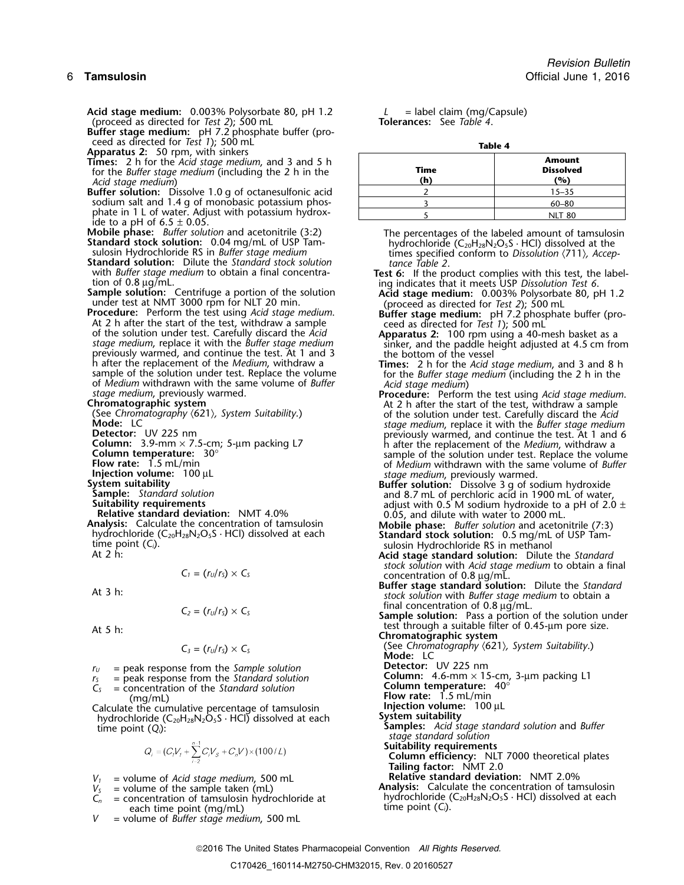**Acid stage medium:** 0.003% Polysorbate 80, pH 1.2 (proceed as directed for *Test 2*); 500 mL

**Buffer stage medium:** pH 7.2 phosphate buffer (proceed as directed for *Test 1*); 500 mL

**Apparatus 2:** 50 rpm, with sinkers

**Times:** 2 h for the *Acid stage medium*, and 3 and 5 h for the *Buffer stage medium* (including the 2 h in the *Acid stage medium*)

**Buffer solution:** Dissolve 1.0 g of octanesulfonic acid sodium salt and 1.4 g of monobasic potassium phosphate in 1 L of water. Adjust with potassium hydroxide to a pH of 6.5 ± 0.05.

**Mobile phase:** *Buffer solution* and acetonitrile (3:2)

**Standard stock solution:** 0.04 mg/mL of USP Tamsulosin Hydrochloride RS in *Buffer stage medium*

**Standard solution:** Dilute the *Standard stock solution* with *Buffer stage medium* to obtain a final concentration of 0.8 µg/mL.

**Sample solution:** Centrifuge a portion of the solution under test at NMT 3000 rpm for NLT 20 min.

**Procedure:** Perform the test using *Acid stage medium*. At 2 h after the start of the test, withdraw a sample of the solution under test. Carefully discard the *Acid stage medium*, replace it with the *Buffer stage medium* previously warmed, and continue the test. At 1 and 3 h after the replacement of the *Medium*, withdraw a sample of the solution under test. Replace the volume of *Medium* withdrawn with the same volume of *Buffer stage medium*, previously warmed.

**Chromatographic system**

(See *Chromatography* ⟨621⟩*, System Suitability*.)

**Mode:** LC

**Detector:** UV 225 nm

**Column:** 3.9-mm × 7.5-cm; 5-µm packing L7

**Column temperature:** 30°

**Flow rate:** 1.5 mL/min

**Injection volume:** 100 µL

**System suitability**

**Sample:** *Standard solution*

**Suitability requirements**

**Relative standard deviation:** NMT 4.0%

**Analysis:** Calculate the concentration of tamsulosin hydrochloride ($C_{20}H_{28}N_2O_5S \cdot HCl$) dissolved at each time point ($C_i$).

At 2 h:

$$C_1 = (r_U/r_S) \times C_S$$

At 3 h:

$$C_2 = (r_U/r_S) \times C_S$$

At 5 h:

$$C_3 = (r_U/r_S) \times C_S$$

$r_U$ = peak response from the *Sample solution*
$r_S$ = peak response from the *Standard solution*
$C_S$ = concentration of the *Standard solution* (mg/mL)

Calculate the cumulative percentage of tamsulosin hydrochloride ($C_{20}H_{28}N_2O_5S \cdot HCl$) dissolved at each time point ($Q_i$):

$$Q_i = (C_1V_1 + \sum_{i=2}^{n-1} C_iV_S + C_nV) \times (100/L)$$

$V_1$ = volume of *Acid stage medium*, 500 mL
$V_S$ = volume of the sample taken (mL)
$C_n$ = concentration of tamsulosin hydrochloride at each time point (mg/mL)
$V$ = volume of *Buffer stage medium*, 500 mL
$L$ = label claim (mg/Capsule)

**Tolerances:** See *Table 4*.

**Table 4**

| Time (h) | Amount Dissolved (%) |
|---|---|
| 2 | 15–35 |
| 3 | 60–80 |
| 5 | NLT 80 |

The percentages of the labeled amount of tamsulosin hydrochloride ($C_{20}H_{28}N_2O_5S \cdot HCl$) dissolved at the times specified conform to *Dissolution* ⟨711⟩*, Acceptance Table 2*.

**Test 6:** If the product complies with this test, the labeling indicates that it meets USP *Dissolution Test 6*.

**Acid stage medium:** 0.003% Polysorbate 80, pH 1.2 (proceed as directed for *Test 2*); 500 mL

**Buffer stage medium:** pH 7.2 phosphate buffer (proceed as directed for *Test 1*); 500 mL

**Apparatus 2:** 100 rpm using a 40-mesh basket as a sinker, and the paddle height adjusted at 4.5 cm from the bottom of the vessel

**Times:** 2 h for the *Acid stage medium*, and 3 and 8 h for the *Buffer stage medium* (including the 2 h in the *Acid stage medium*)

**Procedure:** Perform the test using *Acid stage medium*. At 2 h after the start of the test, withdraw a sample of the solution under test. Carefully discard the *Acid stage medium*, replace it with the *Buffer stage medium* previously warmed, and continue the test. At 1 and 6 h after the replacement of the *Medium*, withdraw a sample of the solution under test. Replace the volume of *Medium* withdrawn with the same volume of *Buffer stage medium*, previously warmed.

**Buffer solution:** Dissolve 3 g of sodium hydroxide and 8.7 mL of perchloric acid in 1900 mL of water, adjust with 0.5 M sodium hydroxide to a pH of 2.0 ± 0.05, and dilute with water to 2000 mL.

**Mobile phase:** *Buffer solution* and acetonitrile (7:3)

**Standard stock solution:** 0.5 mg/mL of USP Tamsulosin Hydrochloride RS in methanol

**Acid stage standard solution:** Dilute the *Standard stock solution* with *Acid stage medium* to obtain a final concentration of 0.8 µg/mL.

**Buffer stage standard solution:** Dilute the *Standard stock solution* with *Buffer stage medium* to obtain a final concentration of 0.8 µg/mL.

**Sample solution:** Pass a portion of the solution under test through a suitable filter of 0.45-µm pore size.

**Chromatographic system**

(See *Chromatography* ⟨621⟩*, System Suitability*.)

**Mode:** LC

**Detector:** UV 225 nm

**Column:** 4.6-mm × 15-cm, 3-µm packing L1

**Column temperature:** 40°

**Flow rate:** 1.5 mL/min

**Injection volume:** 100 µL

**System suitability**

**Samples:** *Acid stage standard solution* and *Buffer stage standard solution*

**Suitability requirements**

**Column efficiency:** NLT 7000 theoretical plates

**Tailing factor:** NMT 2.0

**Relative standard deviation:** NMT 2.0%

**Analysis:** Calculate the concentration of tamsulosin hydrochloride ($C_{20}H_{28}N_2O_5S \cdot HCl$) dissolved at each time point ($C_i$).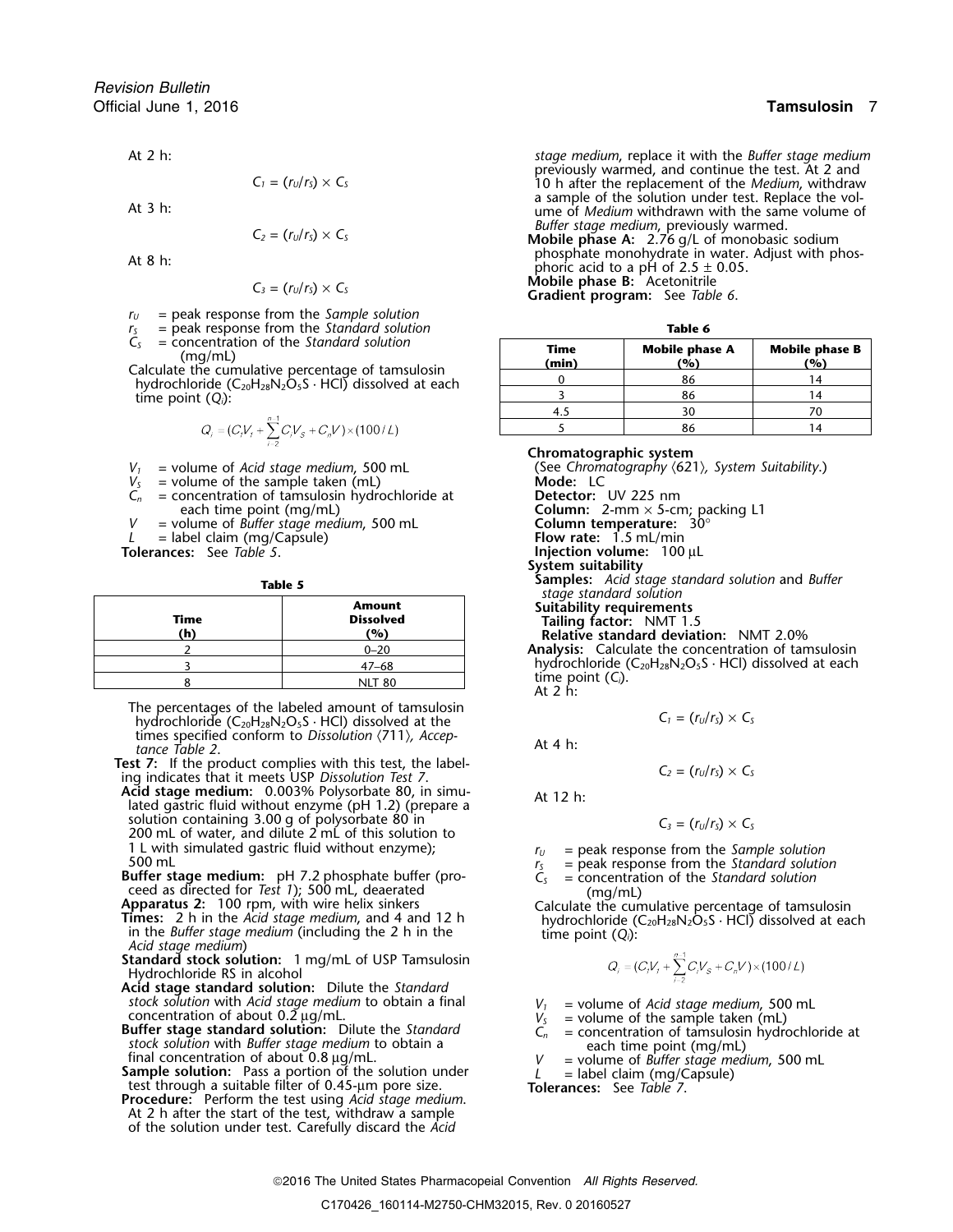At 2 h:

$$C_1 = (r_U/r_S) \times C_S$$

At 3 h:

$$C_2 = (r_U/r_S) \times C_S$$

At 8 h:

$$C_3 = (r_U/r_S) \times C_S$$

$r_U$ = peak response from the *Sample solution*
$r_S$ = peak response from the *Standard solution*
$C_S$ = concentration of the *Standard solution* (mg/mL)

Calculate the cumulative percentage of tamsulosin hydrochloride ($C_{20}H_{28}N_2O_5S \cdot HCl$) dissolved at each time point ($Q_i$):

$$Q_i = (C_iV_1 + \sum_{i-2}^{n-1} C_iV_S + C_nV) \times (100/L)$$

$V_1$ = volume of *Acid stage medium*, 500 mL
$V_S$ = volume of the sample taken (mL)
$C_n$ = concentration of tamsulosin hydrochloride at each time point (mg/mL)
$V$ = volume of *Buffer stage medium*, 500 mL
$L$ = label claim (mg/Capsule)

**Tolerances:** See *Table 5*.

**Table 5**

| Time (h) | Amount Dissolved (%) |
|---|---|
| 2 | 0–20 |
| 3 | 47–68 |
| 8 | NLT 80 |

The percentages of the labeled amount of tamsulosin hydrochloride ($C_{20}H_{28}N_2O_5S \cdot HCl$) dissolved at the times specified conform to *Dissolution* ⟨711⟩, *Acceptance Table 2*.

**Test 7:** If the product complies with this test, the labeling indicates that it meets USP *Dissolution Test 7*.

**Acid stage medium:** 0.003% Polysorbate 80, in simulated gastric fluid without enzyme (pH 1.2) (prepare a solution containing 3.00 g of polysorbate 80 in 200 mL of water, and dilute 2 mL of this solution to 1 L with simulated gastric fluid without enzyme); 500 mL

**Buffer stage medium:** pH 7.2 phosphate buffer (proceed as directed for *Test 1*); 500 mL, deaerated

**Apparatus 2:** 100 rpm, with wire helix sinkers

**Times:** 2 h in the *Acid stage medium*, and 4 and 12 h in the *Buffer stage medium* (including the 2 h in the *Acid stage medium*)

**Standard stock solution:** 1 mg/mL of USP Tamsulosin Hydrochloride RS in alcohol

**Acid stage standard solution:** Dilute the *Standard stock solution* with *Acid stage medium* to obtain a final concentration of about 0.2 µg/mL.

**Buffer stage standard solution:** Dilute the *Standard stock solution* with *Buffer stage medium* to obtain a final concentration of about 0.8 µg/mL.

**Sample solution:** Pass a portion of the solution under test through a suitable filter of 0.45-µm pore size.

**Procedure:** Perform the test using *Acid stage medium*. At 2 h after the start of the test, withdraw a sample of the solution under test. Carefully discard the *Acid stage medium*, replace it with the *Buffer stage medium* previously warmed, and continue the test. At 2 and 10 h after the replacement of the *Medium*, withdraw a sample of the solution under test. Replace the volume of *Medium* withdrawn with the same volume of *Buffer stage medium*, previously warmed.

**Mobile phase A:** 2.76 g/L of monobasic sodium phosphate monohydrate in water. Adjust with phosphoric acid to a pH of 2.5 ± 0.05.

**Mobile phase B:** Acetonitrile

**Gradient program:** See *Table 6*.

**Table 6**

| Time (min) | Mobile phase A (%) | Mobile phase B (%) |
|---|---|---|
| 0 | 86 | 14 |
| 3 | 86 | 14 |
| 4.5 | 30 | 70 |
| 5 | 86 | 14 |

**Chromatographic system**
(See *Chromatography* ⟨621⟩, *System Suitability*.)

**Mode:** LC
**Detector:** UV 225 nm
**Column:** 2-mm × 5-cm; packing L1
**Column temperature:** 30°
**Flow rate:** 1.5 mL/min
**Injection volume:** 100 µL

**System suitability**

**Samples:** *Acid stage standard solution* and *Buffer stage standard solution*

**Suitability requirements**

**Tailing factor:** NMT 1.5
**Relative standard deviation:** NMT 2.0%

**Analysis:** Calculate the concentration of tamsulosin hydrochloride ($C_{20}H_{28}N_2O_5S \cdot HCl$) dissolved at each time point ($C_i$).

At 2 h:

$$C_1 = (r_U/r_S) \times C_S$$

At 4 h:

$$C_2 = (r_U/r_S) \times C_S$$

At 12 h:

$$C_3 = (r_U/r_S) \times C_S$$

$r_U$ = peak response from the *Sample solution*
$r_S$ = peak response from the *Standard solution*
$C_S$ = concentration of the *Standard solution* (mg/mL)

Calculate the cumulative percentage of tamsulosin hydrochloride ($C_{20}H_{28}N_2O_5S \cdot HCl$) dissolved at each time point ($Q_i$):

$$Q_i = (C_iV_1 + \sum_{i-2}^{n-1} C_iV_S + C_nV) \times (100/L)$$

$V_1$ = volume of *Acid stage medium*, 500 mL
$V_S$ = volume of the sample taken (mL)
$C_n$ = concentration of tamsulosin hydrochloride at each time point (mg/mL)
$V$ = volume of *Buffer stage medium*, 500 mL
$L$ = label claim (mg/Capsule)

**Tolerances:** See *Table 7*.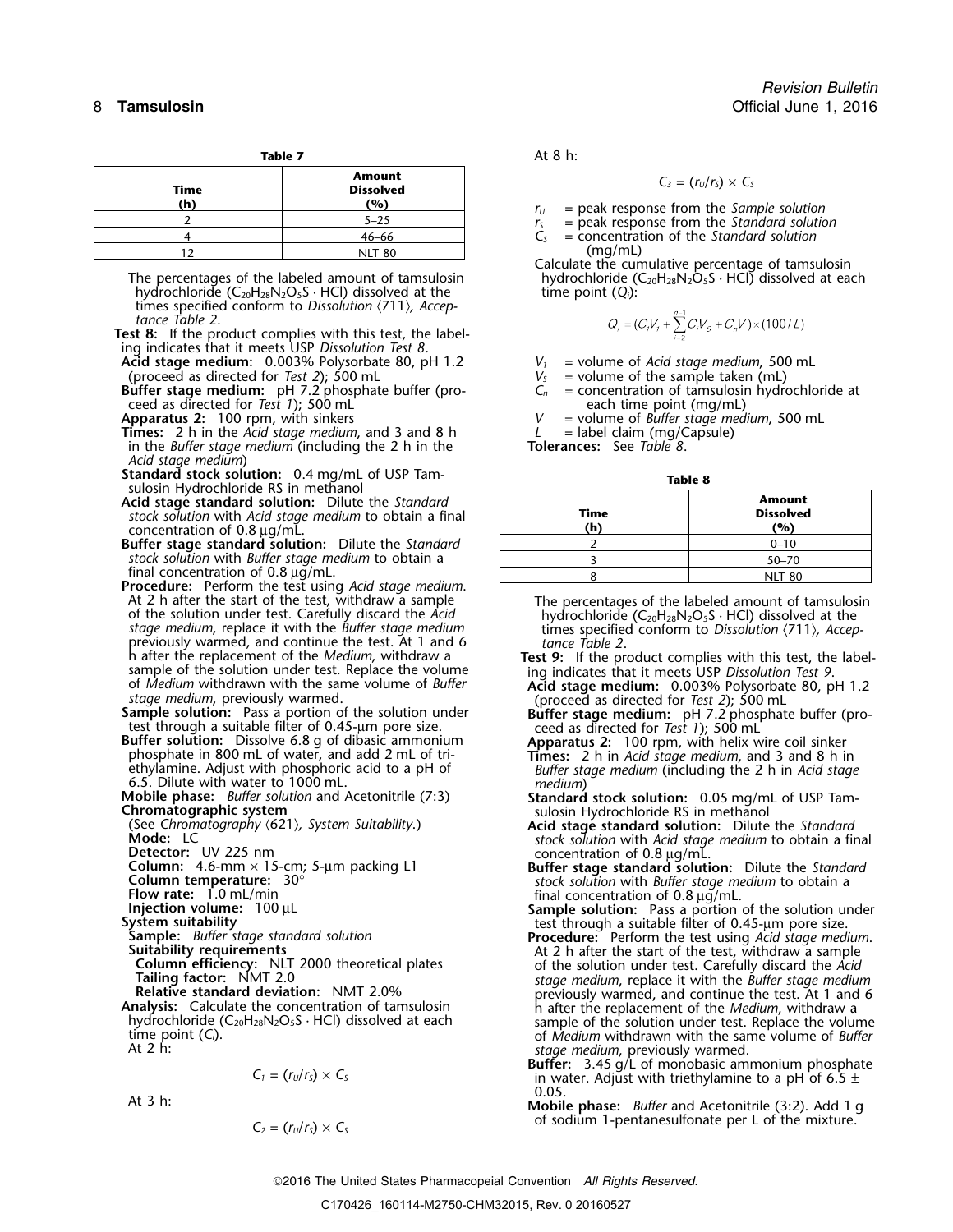**Table 7**

| Time (h) | Amount Dissolved (%) |
|---|---|
| 2 | 5–25 |
| 4 | 46–66 |
| 12 | NLT 80 |

The percentages of the labeled amount of tamsulosin hydrochloride ($C_{20}H_{28}N_2O_5S \cdot HCl$) dissolved at the times specified conform to *Dissolution* ⟨711⟩, *Acceptance Table 2*.

**Test 8:** If the product complies with this test, the labeling indicates that it meets USP *Dissolution Test 8*.

**Acid stage medium:** 0.003% Polysorbate 80, pH 1.2 (proceed as directed for *Test 2*); 500 mL

**Buffer stage medium:** pH 7.2 phosphate buffer (proceed as directed for *Test 1*); 500 mL

**Apparatus 2:** 100 rpm, with sinkers

**Times:** 2 h in the *Acid stage medium*, and 3 and 8 h in the *Buffer stage medium* (including the 2 h in the *Acid stage medium*)

**Standard stock solution:** 0.4 mg/mL of USP Tamsulosin Hydrochloride RS in methanol

**Acid stage standard solution:** Dilute the *Standard stock solution* with *Acid stage medium* to obtain a final concentration of 0.8 µg/mL.

**Buffer stage standard solution:** Dilute the *Standard stock solution* with *Buffer stage medium* to obtain a final concentration of 0.8 µg/mL.

**Procedure:** Perform the test using *Acid stage medium*. At 2 h after the start of the test, withdraw a sample of the solution under test. Carefully discard the *Acid stage medium*, replace it with the *Buffer stage medium* previously warmed, and continue the test. At 1 and 6 h after the replacement of the *Medium*, withdraw a sample of the solution under test. Replace the volume of *Medium* withdrawn with the same volume of *Buffer stage medium*, previously warmed.

**Sample solution:** Pass a portion of the solution under test through a suitable filter of 0.45-µm pore size.

**Buffer solution:** Dissolve 6.8 g of dibasic ammonium phosphate in 800 mL of water, and add 2 mL of triethylamine. Adjust with phosphoric acid to a pH of 6.5. Dilute with water to 1000 mL.

**Mobile phase:** *Buffer solution* and Acetonitrile (7:3)

**Chromatographic system**

(See *Chromatography* ⟨621⟩, *System Suitability*.)

**Mode:** LC

**Detector:** UV 225 nm

**Column:** 4.6-mm × 15-cm; 5-µm packing L1

**Column temperature:** 30°

**Flow rate:** 1.0 mL/min

**Injection volume:** 100 µL

**System suitability**

**Sample:** *Buffer stage standard solution*

**Suitability requirements**

**Column efficiency:** NLT 2000 theoretical plates

**Tailing factor:** NMT 2.0

**Relative standard deviation:** NMT 2.0%

**Analysis:** Calculate the concentration of tamsulosin hydrochloride ($C_{20}H_{28}N_2O_5S \cdot HCl$) dissolved at each time point ($C_i$).

At 2 h:

$$C_1 = (r_U/r_S) \times C_S$$

At 3 h:

$$C_2 = (r_U/r_S) \times C_S$$

At 8 h:

$$C_3 = (r_U/r_S) \times C_S$$

$r_U$ = peak response from the *Sample solution*
$r_S$ = peak response from the *Standard solution*
$C_S$ = concentration of the *Standard solution* (mg/mL)

Calculate the cumulative percentage of tamsulosin hydrochloride ($C_{20}H_{28}N_2O_5S \cdot HCl$) dissolved at each time point ($Q_i$):

$$Q_i = (C_1V_1 + \sum_{i=2}^{n-1} C_iV_S + C_nV) \times (100/L)$$

$V_1$ = volume of *Acid stage medium*, 500 mL
$V_S$ = volume of the sample taken (mL)
$C_n$ = concentration of tamsulosin hydrochloride at each time point (mg/mL)
$V$ = volume of *Buffer stage medium*, 500 mL
$L$ = label claim (mg/Capsule)

**Tolerances:** See *Table 8*.

**Table 8**

| Time (h) | Amount Dissolved (%) |
|---|---|
| 2 | 0–10 |
| 3 | 50–70 |
| 8 | NLT 80 |

The percentages of the labeled amount of tamsulosin hydrochloride ($C_{20}H_{28}N_2O_5S \cdot HCl$) dissolved at the times specified conform to *Dissolution* ⟨711⟩, *Acceptance Table 2*.

**Test 9:** If the product complies with this test, the labeling indicates that it meets USP *Dissolution Test 9*.

**Acid stage medium:** 0.003% Polysorbate 80, pH 1.2 (proceed as directed for *Test 2*); 500 mL

**Buffer stage medium:** pH 7.2 phosphate buffer (proceed as directed for *Test 1*); 500 mL

**Apparatus 2:** 100 rpm, with helix wire coil sinker

**Times:** 2 h in *Acid stage medium*, and 3 and 8 h in *Buffer stage medium* (including the 2 h in *Acid stage medium*)

**Standard stock solution:** 0.05 mg/mL of USP Tamsulosin Hydrochloride RS in methanol

**Acid stage standard solution:** Dilute the *Standard stock solution* with *Acid stage medium* to obtain a final concentration of 0.8 µg/mL.

**Buffer stage standard solution:** Dilute the *Standard stock solution* with *Buffer stage medium* to obtain a final concentration of 0.8 µg/mL.

**Sample solution:** Pass a portion of the solution under test through a suitable filter of 0.45-µm pore size.

**Procedure:** Perform the test using *Acid stage medium*. At 2 h after the start of the test, withdraw a sample of the solution under test. Carefully discard the *Acid stage medium*, replace it with the *Buffer stage medium* previously warmed, and continue the test. At 1 and 6 h after the replacement of the *Medium*, withdraw a sample of the solution under test. Replace the volume of *Medium* withdrawn with the same volume of *Buffer stage medium*, previously warmed.

**Buffer:** 3.45 g/L of monobasic ammonium phosphate in water. Adjust with triethylamine to a pH of 6.5 ± 0.05.

**Mobile phase:** *Buffer* and Acetonitrile (3:2). Add 1 g of sodium 1-pentanesulfonate per L of the mixture.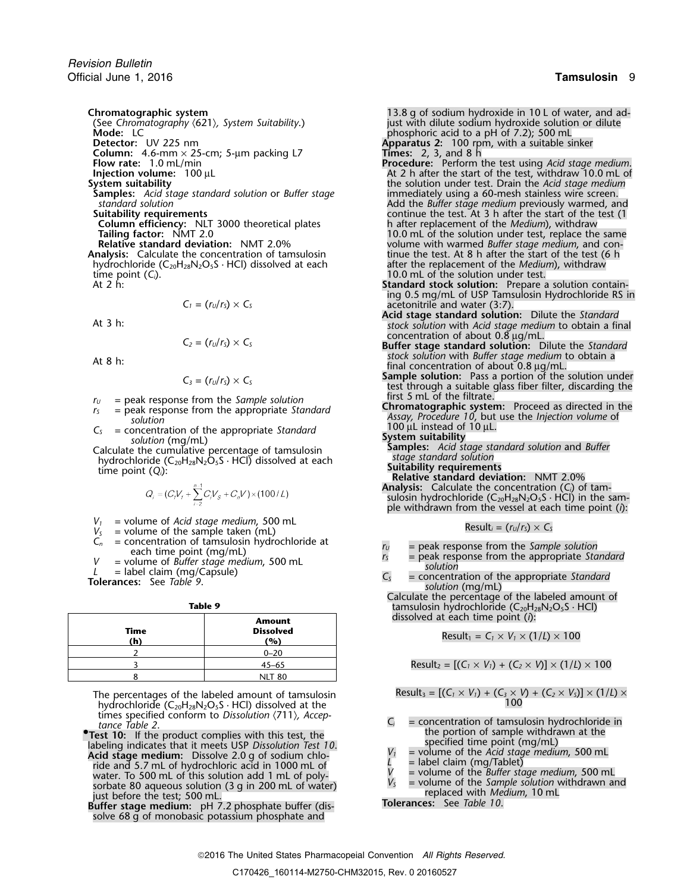**Chromatographic system**

(See *Chromatography* ⟨621⟩, *System Suitability*.)

**Mode:** LC

**Detector:** UV 225 nm

**Column:** 4.6-mm × 25-cm; 5-µm packing L7

**Flow rate:** 1.0 mL/min

**Injection volume:** 100 µL

**System suitability**

**Samples:** *Acid stage standard solution* or *Buffer stage standard solution*

**Suitability requirements**

**Column efficiency:** NLT 3000 theoretical plates

**Tailing factor:** NMT 2.0

**Relative standard deviation:** NMT 2.0%

**Analysis:** Calculate the concentration of tamsulosin hydrochloride ($C_{20}H_{28}N_2O_5S \cdot HCl$) dissolved at each time point ($C_i$).

At 2 h:

$$C_1 = (r_U/r_S) \times C_S$$

At 3 h:

$$C_2 = (r_U/r_S) \times C_S$$

At 8 h:

$$C_3 = (r_U/r_S) \times C_S$$

$r_U$ = peak response from the *Sample solution*

$r_S$ = peak response from the appropriate *Standard solution*

$C_S$ = concentration of the appropriate *Standard solution* (mg/mL)

Calculate the cumulative percentage of tamsulosin hydrochloride ($C_{20}H_{28}N_2O_5S \cdot HCl$) dissolved at each time point ($Q_i$):

$$Q_i = (C_iV_1 + \sum_{i-2}^{n-1} C_iV_S + C_nV) \times (100/L)$$

$V_1$ = volume of *Acid stage medium*, 500 mL

$V_S$ = volume of the sample taken (mL)

$C_n$ = concentration of tamsulosin hydrochloride at each time point (mg/mL)

$V$ = volume of *Buffer stage medium*, 500 mL

$L$ = label claim (mg/Capsule)

**Tolerances:** See *Table 9*.

**Table 9**

| Time (h) | Amount Dissolved (%) |
|---|---|
| 2 | 0–20 |
| 3 | 45–65 |
| 8 | NLT 80 |

The percentages of the labeled amount of tamsulosin hydrochloride ($C_{20}H_{28}N_2O_5S \cdot HCl$) dissolved at the times specified conform to *Dissolution* ⟨711⟩, *Acceptance Table 2*.

•**Test 10:** If the product complies with this test, the labeling indicates that it meets USP *Dissolution Test 10*.

**Acid stage medium:** Dissolve 2.0 g of sodium chloride and 5.7 mL of hydrochloric acid in 1000 mL of water. To 500 mL of this solution add 1 mL of polysorbate 80 aqueous solution (3 g in 200 mL of water) just before the test; 500 mL.

**Buffer stage medium:** pH 7.2 phosphate buffer (dissolve 68 g of monobasic potassium phosphate and 13.8 g of sodium hydroxide in 10 L of water, and adjust with dilute sodium hydroxide solution or dilute phosphoric acid to a pH of 7.2); 500 mL

**Apparatus 2:** 100 rpm, with a suitable sinker

**Times:** 2, 3, and 8 h

**Procedure:** Perform the test using *Acid stage medium*. At 2 h after the start of the test, withdraw 10.0 mL of the solution under test. Drain the *Acid stage medium* immediately using a 60-mesh stainless wire screen. Add the *Buffer stage medium* previously warmed, and continue the test. At 3 h after the start of the test (1 h after replacement of the *Medium*), withdraw 10.0 mL of the solution under test, replace the same volume with warmed *Buffer stage medium*, and continue the test. At 8 h after the start of the test (6 h after the replacement of the *Medium*), withdraw 10.0 mL of the solution under test.

**Standard stock solution:** Prepare a solution containing 0.5 mg/mL of USP Tamsulosin Hydrochloride RS in acetonitrile and water (3:7).

**Acid stage standard solution:** Dilute the *Standard stock solution* with *Acid stage medium* to obtain a final concentration of about 0.8 µg/mL.

**Buffer stage standard solution:** Dilute the *Standard stock solution* with *Buffer stage medium* to obtain a final concentration of about 0.8 µg/mL.

**Sample solution:** Pass a portion of the solution under test through a suitable glass fiber filter, discarding the first 5 mL of the filtrate.

**Chromatographic system:** Proceed as directed in the *Assay, Procedure 10*, but use the *Injection volume* of 100 µL instead of 10 µL.

**System suitability**

**Samples:** *Acid stage standard solution* and *Buffer stage standard solution*

**Suitability requirements**

**Relative standard deviation:** NMT 2.0%

**Analysis:** Calculate the concentration ($C_i$) of tamsulosin hydrochloride ($C_{20}H_{28}N_2O_5S \cdot HCl$) in the sample withdrawn from the vessel at each time point ($i$):

$$\text{Result}_i = (r_U/r_S) \times C_S$$

$r_U$ = peak response from the *Sample solution*

$r_S$ = peak response from the appropriate *Standard solution*

$C_S$ = concentration of the appropriate *Standard solution* (mg/mL)

Calculate the percentage of the labeled amount of tamsulosin hydrochloride ($C_{20}H_{28}N_2O_5S \cdot HCl$) dissolved at each time point ($i$):

$$\text{Result}_1 = C_1 \times V_1 \times (1/L) \times 100$$

$$\text{Result}_2 = [(C_1 \times V_1) + (C_2 \times V)] \times (1/L) \times 100$$

$$\text{Result}_3 = [(C_1 \times V_1) + (C_3 \times V) + (C_2 \times V_S)] \times (1/L) \times 100$$

$C_i$ = concentration of tamsulosin hydrochloride in the portion of sample withdrawn at the specified time point (mg/mL)

$V_1$ = volume of the *Acid stage medium*, 500 mL

$L$ = label claim (mg/Tablet)

$V$ = volume of the *Buffer stage medium*, 500 mL

$V_S$ = volume of the *Sample solution* withdrawn and replaced with *Medium*, 10 mL

**Tolerances:** See *Table 10*.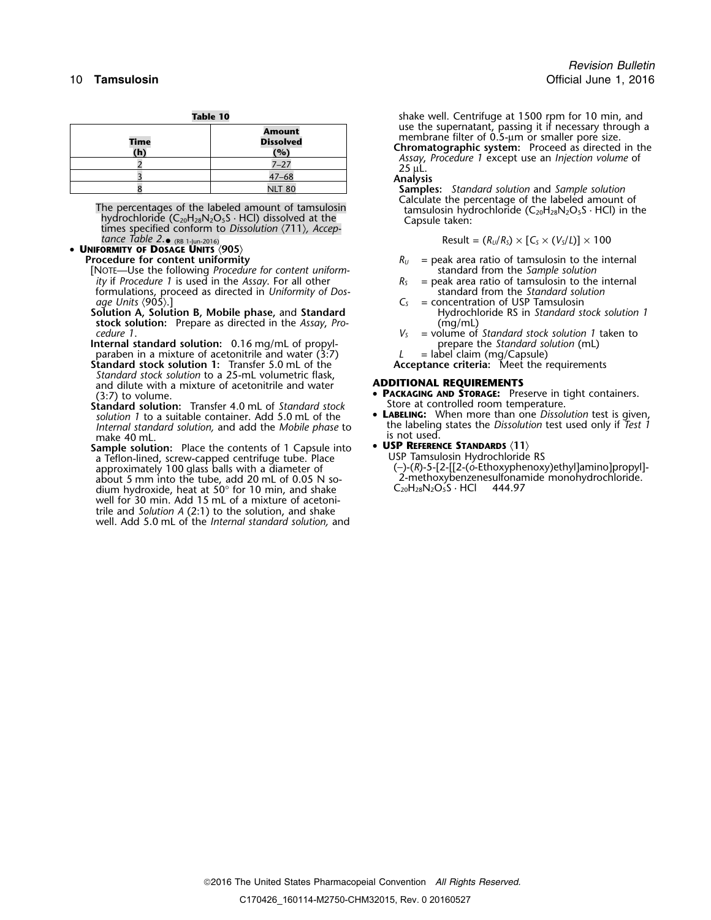**Table 10**

| Time (h) | Amount Dissolved (%) |
|---|---|
| 2 | 7–27 |
| 3 | 47–68 |
| 8 | NLT 80 |

The percentages of the labeled amount of tamsulosin hydrochloride ($C_{20}H_{28}N_2O_5S \cdot HCl$) dissolved at the times specified conform to *Dissolution* ⟨711⟩, *Acceptance Table 2*.● (RB 1-Jun-2016)

- **Uniformity of Dosage Units** ⟨905⟩

**Procedure for content uniformity**

[Note—Use the following *Procedure for content uniformity* if *Procedure 1* is used in the *Assay*. For all other formulations, proceed as directed in *Uniformity of Dosage Units* ⟨905⟩.]

**Solution A, Solution B, Mobile phase,** and **Standard stock solution:** Prepare as directed in the *Assay*, *Procedure 1*.

**Internal standard solution:** 0.16 mg/mL of propylparaben in a mixture of acetonitrile and water (3:7)

**Standard stock solution 1:** Transfer 5.0 mL of the *Standard stock solution* to a 25-mL volumetric flask, and dilute with a mixture of acetonitrile and water (3:7) to volume.

**Standard solution:** Transfer 4.0 mL of *Standard stock solution 1* to a suitable container. Add 5.0 mL of the *Internal standard solution,* and add the *Mobile phase* to make 40 mL.

**Sample solution:** Place the contents of 1 Capsule into a Teflon-lined, screw-capped centrifuge tube. Place approximately 100 glass balls with a diameter of about 5 mm into the tube, add 20 mL of 0.05 N sodium hydroxide, heat at 50° for 10 min, and shake well for 30 min. Add 15 mL of a mixture of acetonitrile and *Solution A* (2:1) to the solution, and shake well. Add 5.0 mL of the *Internal standard solution,* and shake well. Centrifuge at 1500 rpm for 10 min, and use the supernatant, passing it if necessary through a membrane filter of 0.5-µm or smaller pore size.

**Chromatographic system:** Proceed as directed in the *Assay*, *Procedure 1* except use an *Injection volume* of 25 µL.

**Analysis**

**Samples:** *Standard solution* and *Sample solution*

Calculate the percentage of the labeled amount of tamsulosin hydrochloride ($C_{20}H_{28}N_2O_5S \cdot HCl$) in the Capsule taken:

$$\text{Result} = (R_U/R_S) \times [C_S \times (V_S/L)] \times 100$$

- $R_U$ = peak area ratio of tamsulosin to the internal standard from the *Sample solution*
- $R_S$ = peak area ratio of tamsulosin to the internal standard from the *Standard solution*
- $C_S$ = concentration of USP Tamsulosin Hydrochloride RS in *Standard stock solution 1* (mg/mL)
- $V_S$ = volume of *Standard stock solution 1* taken to prepare the *Standard solution* (mL)
- $L$ = label claim (mg/Capsule)

**Acceptance criteria:** Meet the requirements

## ADDITIONAL REQUIREMENTS

- **Packaging and Storage:** Preserve in tight containers. Store at controlled room temperature.
- **Labeling:** When more than one *Dissolution* test is given, the labeling states the *Dissolution* test used only if *Test 1* is not used.
- **USP Reference Standards** ⟨11⟩

USP Tamsulosin Hydrochloride RS

(–)-(*R*)-5-[2-[[2-(*o*-Ethoxyphenoxy)ethyl]amino]propyl]-2-methoxybenzenesulfonamide monohydrochloride.

$C_{20}H_{28}N_2O_5S \cdot HCl$ 444.97